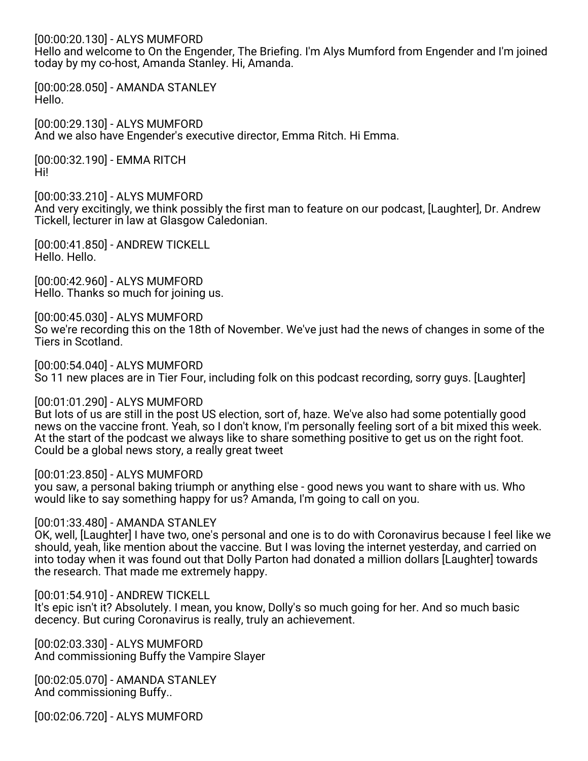[00:00:20.130] - ALYS MUMFORD
Hello and welcome to On the Engender, The Briefing. I'm Alys Mumford from Engender and I'm joined today by my co-host, Amanda Stanley. Hi, Amanda.

[00:00:28.050] - AMANDA STANLEY
Hello.

[00:00:29.130] - ALYS MUMFORD
And we also have Engender's executive director, Emma Ritch. Hi Emma.

[00:00:32.190] - EMMA RITCH
Hi!

[00:00:33.210] - ALYS MUMFORD
And very excitingly, we think possibly the first man to feature on our podcast, [Laughter], Dr. Andrew Tickell, lecturer in law at Glasgow Caledonian.

[00:00:41.850] - ANDREW TICKELL
Hello. Hello.

[00:00:42.960] - ALYS MUMFORD
Hello. Thanks so much for joining us.

[00:00:45.030] - ALYS MUMFORD
So we're recording this on the 18th of November. We've just had the news of changes in some of the Tiers in Scotland.

[00:00:54.040] - ALYS MUMFORD
So 11 new places are in Tier Four, including folk on this podcast recording, sorry guys. [Laughter]

[00:01:01.290] - ALYS MUMFORD
But lots of us are still in the post US election, sort of, haze. We've also had some potentially good news on the vaccine front. Yeah, so I don't know, I'm personally feeling sort of a bit mixed this week. At the start of the podcast we always like to share something positive to get us on the right foot. Could be a global news story, a really great tweet

[00:01:23.850] - ALYS MUMFORD
you saw, a personal baking triumph or anything else - good news you want to share with us. Who would like to say something happy for us? Amanda, I'm going to call on you.

[00:01:33.480] - AMANDA STANLEY
OK, well, [Laughter] I have two, one's personal and one is to do with Coronavirus because I feel like we should, yeah, like mention about the vaccine. But I was loving the internet yesterday, and carried on into today when it was found out that Dolly Parton had donated a million dollars [Laughter] towards the research. That made me extremely happy.

[00:01:54.910] - ANDREW TICKELL
It's epic isn't it? Absolutely. I mean, you know, Dolly's so much going for her. And so much basic decency. But curing Coronavirus is really, truly an achievement.

[00:02:03.330] - ALYS MUMFORD
And commissioning Buffy the Vampire Slayer

[00:02:05.070] - AMANDA STANLEY
And commissioning Buffy..

[00:02:06.720] - ALYS MUMFORD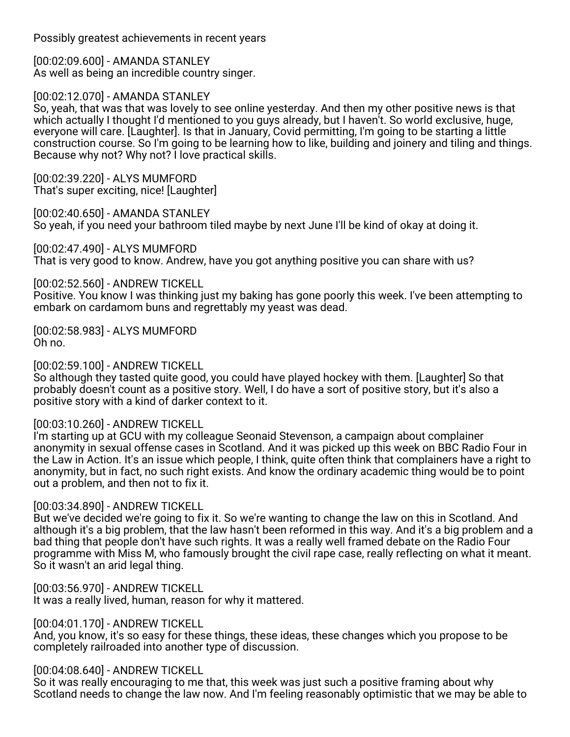Possibly greatest achievements in recent years

[00:02:09.600] - AMANDA STANLEY
As well as being an incredible country singer.

[00:02:12.070] - AMANDA STANLEY
So, yeah, that was that was lovely to see online yesterday. And then my other positive news is that which actually I thought I'd mentioned to you guys already, but I haven't. So world exclusive, huge, everyone will care. [Laughter]. Is that in January, Covid permitting, I'm going to be starting a little construction course. So I'm going to be learning how to like, building and joinery and tiling and things. Because why not? Why not? I love practical skills.

[00:02:39.220] - ALYS MUMFORD
That's super exciting, nice! [Laughter]

[00:02:40.650] - AMANDA STANLEY
So yeah, if you need your bathroom tiled maybe by next June I'll be kind of okay at doing it.

[00:02:47.490] - ALYS MUMFORD
That is very good to know. Andrew, have you got anything positive you can share with us?

[00:02:52.560] - ANDREW TICKELL
Positive. You know I was thinking just my baking has gone poorly this week. I've been attempting to embark on cardamom buns and regrettably my yeast was dead.

[00:02:58.983] - ALYS MUMFORD
Oh no.

[00:02:59.100] - ANDREW TICKELL
So although they tasted quite good, you could have played hockey with them. [Laughter] So that probably doesn't count as a positive story. Well, I do have a sort of positive story, but it's also a positive story with a kind of darker context to it.

[00:03:10.260] - ANDREW TICKELL
I'm starting up at GCU with my colleague Seonaid Stevenson, a campaign about complainer anonymity in sexual offense cases in Scotland. And it was picked up this week on BBC Radio Four in the Law in Action. It's an issue which people, I think, quite often think that complainers have a right to anonymity, but in fact, no such right exists. And know the ordinary academic thing would be to point out a problem, and then not to fix it.

[00:03:34.890] - ANDREW TICKELL
But we've decided we're going to fix it. So we're wanting to change the law on this in Scotland. And although it's a big problem, that the law hasn't been reformed in this way. And it's a big problem and a bad thing that people don't have such rights. It was a really well framed debate on the Radio Four programme with Miss M, who famously brought the civil rape case, really reflecting on what it meant. So it wasn't an arid legal thing.

[00:03:56.970] - ANDREW TICKELL
It was a really lived, human, reason for why it mattered.

[00:04:01.170] - ANDREW TICKELL
And, you know, it's so easy for these things, these ideas, these changes which you propose to be completely railroaded into another type of discussion.

[00:04:08.640] - ANDREW TICKELL
So it was really encouraging to me that, this week was just such a positive framing about why Scotland needs to change the law now. And I'm feeling reasonably optimistic that we may be able to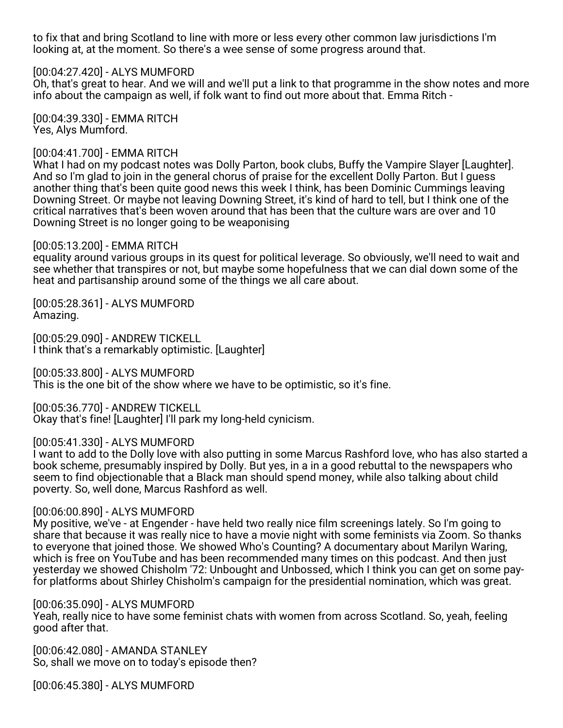to fix that and bring Scotland to line with more or less every other common law jurisdictions I'm looking at, at the moment. So there's a wee sense of some progress around that.

[00:04:27.420] - ALYS MUMFORD
Oh, that's great to hear. And we will and we'll put a link to that programme in the show notes and more info about the campaign as well, if folk want to find out more about that. Emma Ritch -

[00:04:39.330] - EMMA RITCH
Yes, Alys Mumford.

[00:04:41.700] - EMMA RITCH
What I had on my podcast notes was Dolly Parton, book clubs, Buffy the Vampire Slayer [Laughter]. And so I'm glad to join in the general chorus of praise for the excellent Dolly Parton. But I guess another thing that's been quite good news this week I think, has been Dominic Cummings leaving Downing Street. Or maybe not leaving Downing Street, it's kind of hard to tell, but I think one of the critical narratives that's been woven around that has been that the culture wars are over and 10 Downing Street is no longer going to be weaponising

[00:05:13.200] - EMMA RITCH
equality around various groups in its quest for political leverage. So obviously, we'll need to wait and see whether that transpires or not, but maybe some hopefulness that we can dial down some of the heat and partisanship around some of the things we all care about.

[00:05:28.361] - ALYS MUMFORD
Amazing.

[00:05:29.090] - ANDREW TICKELL
I think that's a remarkably optimistic. [Laughter]

[00:05:33.800] - ALYS MUMFORD
This is the one bit of the show where we have to be optimistic, so it's fine.

[00:05:36.770] - ANDREW TICKELL
Okay that's fine! [Laughter] I'll park my long-held cynicism.

[00:05:41.330] - ALYS MUMFORD
I want to add to the Dolly love with also putting in some Marcus Rashford love, who has also started a book scheme, presumably inspired by Dolly. But yes, in a in a good rebuttal to the newspapers who seem to find objectionable that a Black man should spend money, while also talking about child poverty. So, well done, Marcus Rashford as well.

[00:06:00.890] - ALYS MUMFORD
My positive, we've - at Engender - have held two really nice film screenings lately. So I'm going to share that because it was really nice to have a movie night with some feminists via Zoom. So thanks to everyone that joined those. We showed Who's Counting? A documentary about Marilyn Waring, which is free on YouTube and has been recommended many times on this podcast. And then just yesterday we showed Chisholm '72: Unbought and Unbossed, which I think you can get on some pay-for platforms about Shirley Chisholm's campaign for the presidential nomination, which was great.

[00:06:35.090] - ALYS MUMFORD
Yeah, really nice to have some feminist chats with women from across Scotland. So, yeah, feeling good after that.

[00:06:42.080] - AMANDA STANLEY
So, shall we move on to today's episode then?

[00:06:45.380] - ALYS MUMFORD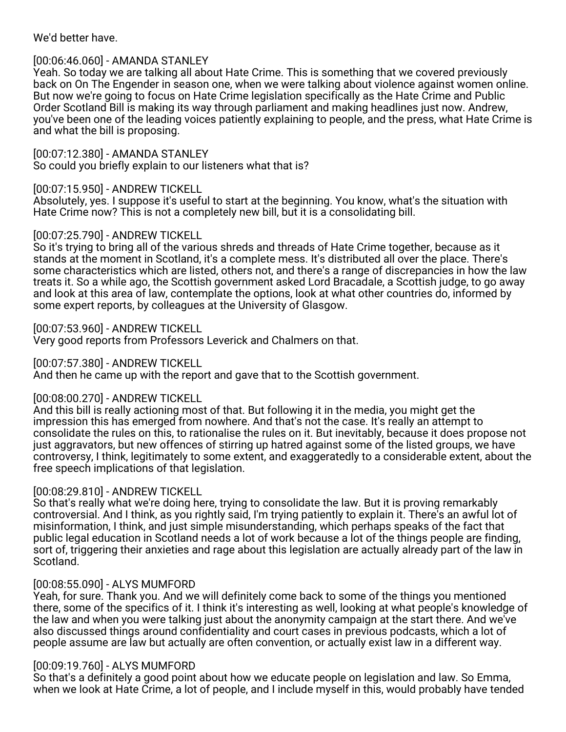We'd better have.

[00:06:46.060] - AMANDA STANLEY
Yeah. So today we are talking all about Hate Crime. This is something that we covered previously back on On The Engender in season one, when we were talking about violence against women online. But now we're going to focus on Hate Crime legislation specifically as the Hate Crime and Public Order Scotland Bill is making its way through parliament and making headlines just now. Andrew, you've been one of the leading voices patiently explaining to people, and the press, what Hate Crime is and what the bill is proposing.

[00:07:12.380] - AMANDA STANLEY
So could you briefly explain to our listeners what that is?

[00:07:15.950] - ANDREW TICKELL
Absolutely, yes. I suppose it's useful to start at the beginning. You know, what's the situation with Hate Crime now? This is not a completely new bill, but it is a consolidating bill.

[00:07:25.790] - ANDREW TICKELL
So it's trying to bring all of the various shreds and threads of Hate Crime together, because as it stands at the moment in Scotland, it's a complete mess. It's distributed all over the place. There's some characteristics which are listed, others not, and there's a range of discrepancies in how the law treats it. So a while ago, the Scottish government asked Lord Bracadale, a Scottish judge, to go away and look at this area of law, contemplate the options, look at what other countries do, informed by some expert reports, by colleagues at the University of Glasgow.

[00:07:53.960] - ANDREW TICKELL
Very good reports from Professors Leverick and Chalmers on that.

[00:07:57.380] - ANDREW TICKELL
And then he came up with the report and gave that to the Scottish government.

[00:08:00.270] - ANDREW TICKELL
And this bill is really actioning most of that. But following it in the media, you might get the impression this has emerged from nowhere. And that's not the case. It's really an attempt to consolidate the rules on this, to rationalise the rules on it. But inevitably, because it does propose not just aggravators, but new offences of stirring up hatred against some of the listed groups, we have controversy, I think, legitimately to some extent, and exaggeratedly to a considerable extent, about the free speech implications of that legislation.

[00:08:29.810] - ANDREW TICKELL
So that's really what we're doing here, trying to consolidate the law. But it is proving remarkably controversial. And I think, as you rightly said, I'm trying patiently to explain it. There's an awful lot of misinformation, I think, and just simple misunderstanding, which perhaps speaks of the fact that public legal education in Scotland needs a lot of work because a lot of the things people are finding, sort of, triggering their anxieties and rage about this legislation are actually already part of the law in Scotland.

[00:08:55.090] - ALYS MUMFORD
Yeah, for sure. Thank you. And we will definitely come back to some of the things you mentioned there, some of the specifics of it. I think it's interesting as well, looking at what people's knowledge of the law and when you were talking just about the anonymity campaign at the start there. And we've also discussed things around confidentiality and court cases in previous podcasts, which a lot of people assume are law but actually are often convention, or actually exist law in a different way.

[00:09:19.760] - ALYS MUMFORD
So that's a definitely a good point about how we educate people on legislation and law. So Emma, when we look at Hate Crime, a lot of people, and I include myself in this, would probably have tended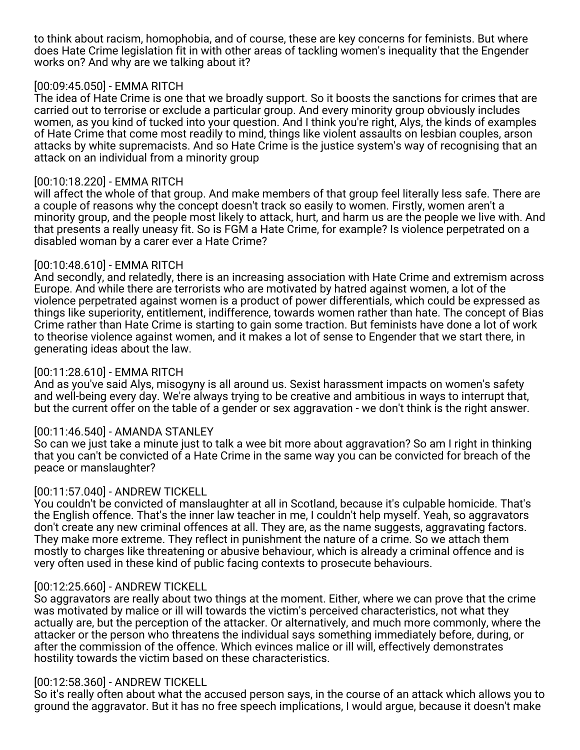to think about racism, homophobia, and of course, these are key concerns for feminists. But where does Hate Crime legislation fit in with other areas of tackling women's inequality that the Engender works on? And why are we talking about it?

[00:09:45.050] - EMMA RITCH
The idea of Hate Crime is one that we broadly support. So it boosts the sanctions for crimes that are carried out to terrorise or exclude a particular group. And every minority group obviously includes women, as you kind of tucked into your question. And I think you're right, Alys, the kinds of examples of Hate Crime that come most readily to mind, things like violent assaults on lesbian couples, arson attacks by white supremacists. And so Hate Crime is the justice system's way of recognising that an attack on an individual from a minority group

[00:10:18.220] - EMMA RITCH
will affect the whole of that group. And make members of that group feel literally less safe. There are a couple of reasons why the concept doesn't track so easily to women. Firstly, women aren't a minority group, and the people most likely to attack, hurt, and harm us are the people we live with. And that presents a really uneasy fit. So is FGM a Hate Crime, for example? Is violence perpetrated on a disabled woman by a carer ever a Hate Crime?

[00:10:48.610] - EMMA RITCH
And secondly, and relatedly, there is an increasing association with Hate Crime and extremism across Europe. And while there are terrorists who are motivated by hatred against women, a lot of the violence perpetrated against women is a product of power differentials, which could be expressed as things like superiority, entitlement, indifference, towards women rather than hate. The concept of Bias Crime rather than Hate Crime is starting to gain some traction. But feminists have done a lot of work to theorise violence against women, and it makes a lot of sense to Engender that we start there, in generating ideas about the law.

[00:11:28.610] - EMMA RITCH
And as you've said Alys, misogyny is all around us. Sexist harassment impacts on women's safety and well-being every day. We're always trying to be creative and ambitious in ways to interrupt that, but the current offer on the table of a gender or sex aggravation - we don't think is the right answer.

[00:11:46.540] - AMANDA STANLEY
So can we just take a minute just to talk a wee bit more about aggravation? So am I right in thinking that you can't be convicted of a Hate Crime in the same way you can be convicted for breach of the peace or manslaughter?

[00:11:57.040] - ANDREW TICKELL
You couldn't be convicted of manslaughter at all in Scotland, because it's culpable homicide. That's the English offence. That's the inner law teacher in me, I couldn't help myself. Yeah, so aggravators don't create any new criminal offences at all. They are, as the name suggests, aggravating factors. They make more extreme. They reflect in punishment the nature of a crime. So we attach them mostly to charges like threatening or abusive behaviour, which is already a criminal offence and is very often used in these kind of public facing contexts to prosecute behaviours.

[00:12:25.660] - ANDREW TICKELL
So aggravators are really about two things at the moment. Either, where we can prove that the crime was motivated by malice or ill will towards the victim's perceived characteristics, not what they actually are, but the perception of the attacker. Or alternatively, and much more commonly, where the attacker or the person who threatens the individual says something immediately before, during, or after the commission of the offence. Which evinces malice or ill will, effectively demonstrates hostility towards the victim based on these characteristics.

[00:12:58.360] - ANDREW TICKELL
So it's really often about what the accused person says, in the course of an attack which allows you to ground the aggravator. But it has no free speech implications, I would argue, because it doesn't make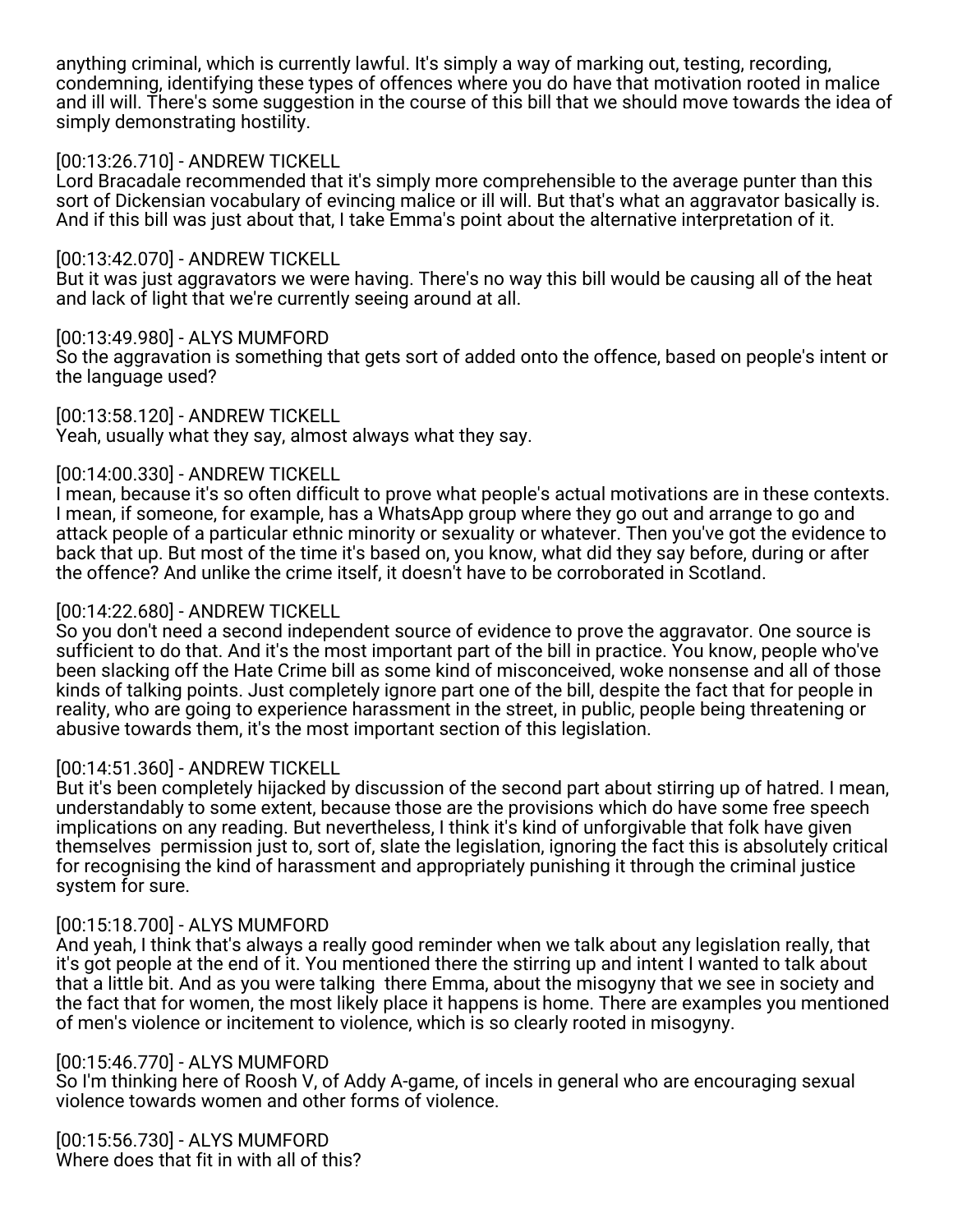anything criminal, which is currently lawful. It's simply a way of marking out, testing, recording, condemning, identifying these types of offences where you do have that motivation rooted in malice and ill will. There's some suggestion in the course of this bill that we should move towards the idea of simply demonstrating hostility.

[00:13:26.710] - ANDREW TICKELL
Lord Bracadale recommended that it's simply more comprehensible to the average punter than this sort of Dickensian vocabulary of evincing malice or ill will. But that's what an aggravator basically is. And if this bill was just about that, I take Emma's point about the alternative interpretation of it.

[00:13:42.070] - ANDREW TICKELL
But it was just aggravators we were having. There's no way this bill would be causing all of the heat and lack of light that we're currently seeing around at all.

[00:13:49.980] - ALYS MUMFORD
So the aggravation is something that gets sort of added onto the offence, based on people's intent or the language used?

[00:13:58.120] - ANDREW TICKELL
Yeah, usually what they say, almost always what they say.

[00:14:00.330] - ANDREW TICKELL
I mean, because it's so often difficult to prove what people's actual motivations are in these contexts. I mean, if someone, for example, has a WhatsApp group where they go out and arrange to go and attack people of a particular ethnic minority or sexuality or whatever. Then you've got the evidence to back that up. But most of the time it's based on, you know, what did they say before, during or after the offence? And unlike the crime itself, it doesn't have to be corroborated in Scotland.

[00:14:22.680] - ANDREW TICKELL
So you don't need a second independent source of evidence to prove the aggravator. One source is sufficient to do that. And it's the most important part of the bill in practice. You know, people who've been slacking off the Hate Crime bill as some kind of misconceived, woke nonsense and all of those kinds of talking points. Just completely ignore part one of the bill, despite the fact that for people in reality, who are going to experience harassment in the street, in public, people being threatening or abusive towards them, it's the most important section of this legislation.

[00:14:51.360] - ANDREW TICKELL
But it's been completely hijacked by discussion of the second part about stirring up of hatred. I mean, understandably to some extent, because those are the provisions which do have some free speech implications on any reading. But nevertheless, I think it's kind of unforgivable that folk have given themselves permission just to, sort of, slate the legislation, ignoring the fact this is absolutely critical for recognising the kind of harassment and appropriately punishing it through the criminal justice system for sure.

[00:15:18.700] - ALYS MUMFORD
And yeah, I think that's always a really good reminder when we talk about any legislation really, that it's got people at the end of it. You mentioned there the stirring up and intent I wanted to talk about that a little bit. And as you were talking there Emma, about the misogyny that we see in society and the fact that for women, the most likely place it happens is home. There are examples you mentioned of men's violence or incitement to violence, which is so clearly rooted in misogyny.

[00:15:46.770] - ALYS MUMFORD
So I'm thinking here of Roosh V, of Addy A-game, of incels in general who are encouraging sexual violence towards women and other forms of violence.

[00:15:56.730] - ALYS MUMFORD
Where does that fit in with all of this?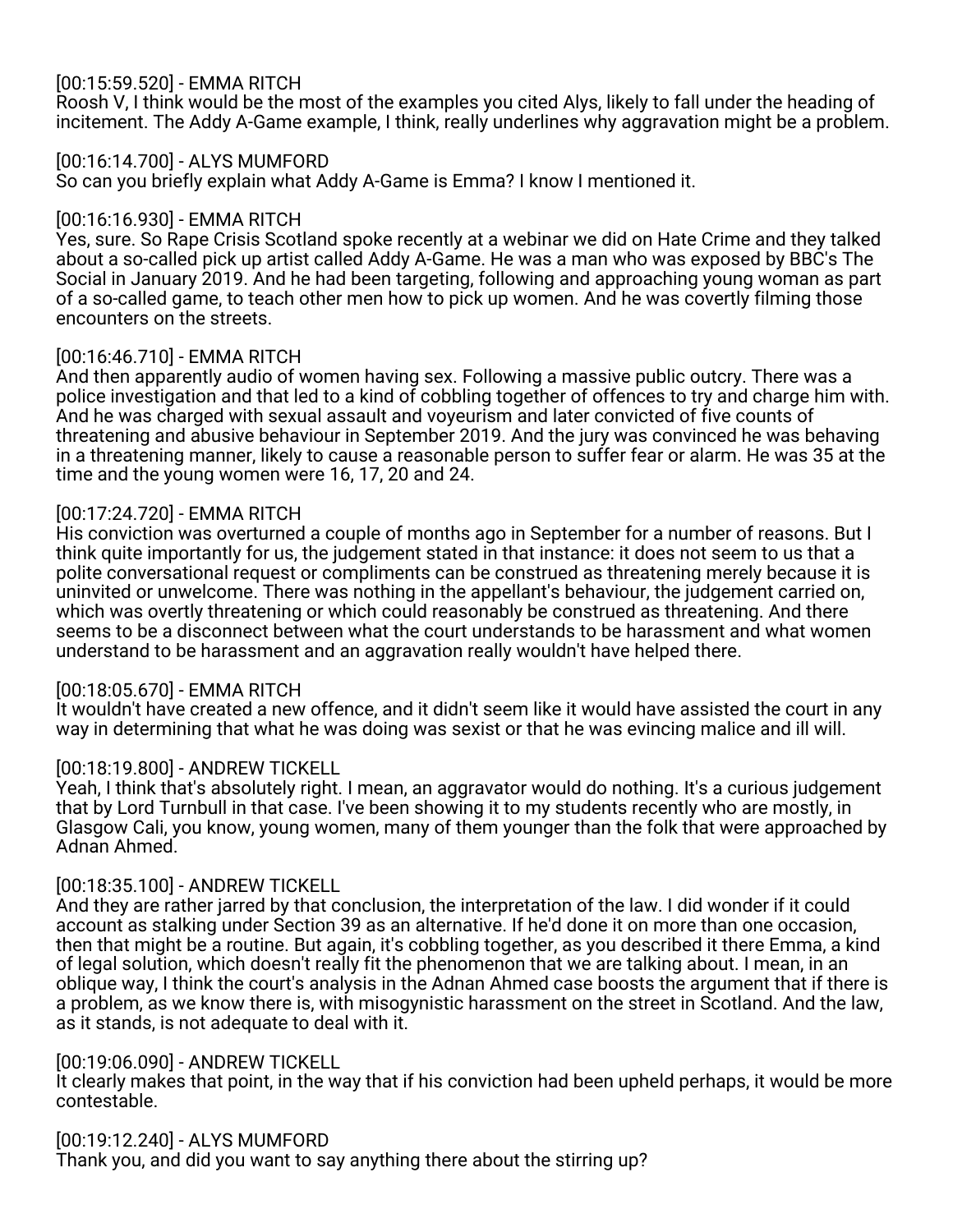[00:15:59.520] - EMMA RITCH
Roosh V, I think would be the most of the examples you cited Alys, likely to fall under the heading of incitement. The Addy A-Game example, I think, really underlines why aggravation might be a problem.

[00:16:14.700] - ALYS MUMFORD
So can you briefly explain what Addy A-Game is Emma? I know I mentioned it.

[00:16:16.930] - EMMA RITCH
Yes, sure. So Rape Crisis Scotland spoke recently at a webinar we did on Hate Crime and they talked about a so-called pick up artist called Addy A-Game. He was a man who was exposed by BBC's The Social in January 2019. And he had been targeting, following and approaching young woman as part of a so-called game, to teach other men how to pick up women. And he was covertly filming those encounters on the streets.

[00:16:46.710] - EMMA RITCH
And then apparently audio of women having sex. Following a massive public outcry. There was a police investigation and that led to a kind of cobbling together of offences to try and charge him with. And he was charged with sexual assault and voyeurism and later convicted of five counts of threatening and abusive behaviour in September 2019. And the jury was convinced he was behaving in a threatening manner, likely to cause a reasonable person to suffer fear or alarm. He was 35 at the time and the young women were 16, 17, 20 and 24.

[00:17:24.720] - EMMA RITCH
His conviction was overturned a couple of months ago in September for a number of reasons. But I think quite importantly for us, the judgement stated in that instance: it does not seem to us that a polite conversational request or compliments can be construed as threatening merely because it is uninvited or unwelcome. There was nothing in the appellant's behaviour, the judgement carried on, which was overtly threatening or which could reasonably be construed as threatening. And there seems to be a disconnect between what the court understands to be harassment and what women understand to be harassment and an aggravation really wouldn't have helped there.

[00:18:05.670] - EMMA RITCH
It wouldn't have created a new offence, and it didn't seem like it would have assisted the court in any way in determining that what he was doing was sexist or that he was evincing malice and ill will.

[00:18:19.800] - ANDREW TICKELL
Yeah, I think that's absolutely right. I mean, an aggravator would do nothing. It's a curious judgement that by Lord Turnbull in that case. I've been showing it to my students recently who are mostly, in Glasgow Cali, you know, young women, many of them younger than the folk that were approached by Adnan Ahmed.

[00:18:35.100] - ANDREW TICKELL
And they are rather jarred by that conclusion, the interpretation of the law. I did wonder if it could account as stalking under Section 39 as an alternative. If he'd done it on more than one occasion, then that might be a routine. But again, it's cobbling together, as you described it there Emma, a kind of legal solution, which doesn't really fit the phenomenon that we are talking about. I mean, in an oblique way, I think the court's analysis in the Adnan Ahmed case boosts the argument that if there is a problem, as we know there is, with misogynistic harassment on the street in Scotland. And the law, as it stands, is not adequate to deal with it.

[00:19:06.090] - ANDREW TICKELL
It clearly makes that point, in the way that if his conviction had been upheld perhaps, it would be more contestable.

[00:19:12.240] - ALYS MUMFORD
Thank you, and did you want to say anything there about the stirring up?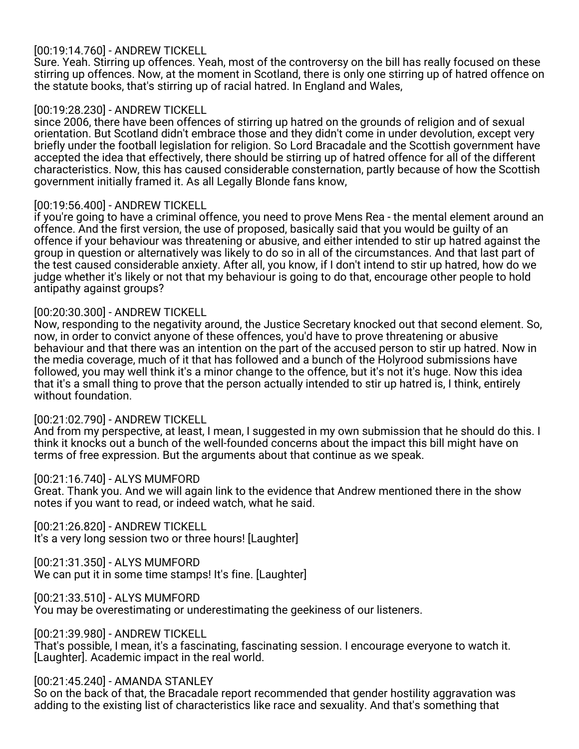[00:19:14.760] - ANDREW TICKELL
Sure. Yeah. Stirring up offences. Yeah, most of the controversy on the bill has really focused on these stirring up offences. Now, at the moment in Scotland, there is only one stirring up of hatred offence on the statute books, that's stirring up of racial hatred. In England and Wales,

[00:19:28.230] - ANDREW TICKELL
since 2006, there have been offences of stirring up hatred on the grounds of religion and of sexual orientation. But Scotland didn't embrace those and they didn't come in under devolution, except very briefly under the football legislation for religion. So Lord Bracadale and the Scottish government have accepted the idea that effectively, there should be stirring up of hatred offence for all of the different characteristics. Now, this has caused considerable consternation, partly because of how the Scottish government initially framed it. As all Legally Blonde fans know,

[00:19:56.400] - ANDREW TICKELL
if you're going to have a criminal offence, you need to prove Mens Rea - the mental element around an offence. And the first version, the use of proposed, basically said that you would be guilty of an offence if your behaviour was threatening or abusive, and either intended to stir up hatred against the group in question or alternatively was likely to do so in all of the circumstances. And that last part of the test caused considerable anxiety. After all, you know, if I don't intend to stir up hatred, how do we judge whether it's likely or not that my behaviour is going to do that, encourage other people to hold antipathy against groups?

[00:20:30.300] - ANDREW TICKELL
Now, responding to the negativity around, the Justice Secretary knocked out that second element. So, now, in order to convict anyone of these offences, you'd have to prove threatening or abusive behaviour and that there was an intention on the part of the accused person to stir up hatred. Now in the media coverage, much of it that has followed and a bunch of the Holyrood submissions have followed, you may well think it's a minor change to the offence, but it's not it's huge. Now this idea that it's a small thing to prove that the person actually intended to stir up hatred is, I think, entirely without foundation.

[00:21:02.790] - ANDREW TICKELL
And from my perspective, at least, I mean, I suggested in my own submission that he should do this. I think it knocks out a bunch of the well-founded concerns about the impact this bill might have on terms of free expression. But the arguments about that continue as we speak.

[00:21:16.740] - ALYS MUMFORD
Great. Thank you. And we will again link to the evidence that Andrew mentioned there in the show notes if you want to read, or indeed watch, what he said.

[00:21:26.820] - ANDREW TICKELL
It's a very long session two or three hours! [Laughter]

[00:21:31.350] - ALYS MUMFORD
We can put it in some time stamps! It's fine. [Laughter]

[00:21:33.510] - ALYS MUMFORD
You may be overestimating or underestimating the geekiness of our listeners.

[00:21:39.980] - ANDREW TICKELL
That's possible, I mean, it's a fascinating, fascinating session. I encourage everyone to watch it. [Laughter]. Academic impact in the real world.

[00:21:45.240] - AMANDA STANLEY
So on the back of that, the Bracadale report recommended that gender hostility aggravation was adding to the existing list of characteristics like race and sexuality. And that's something that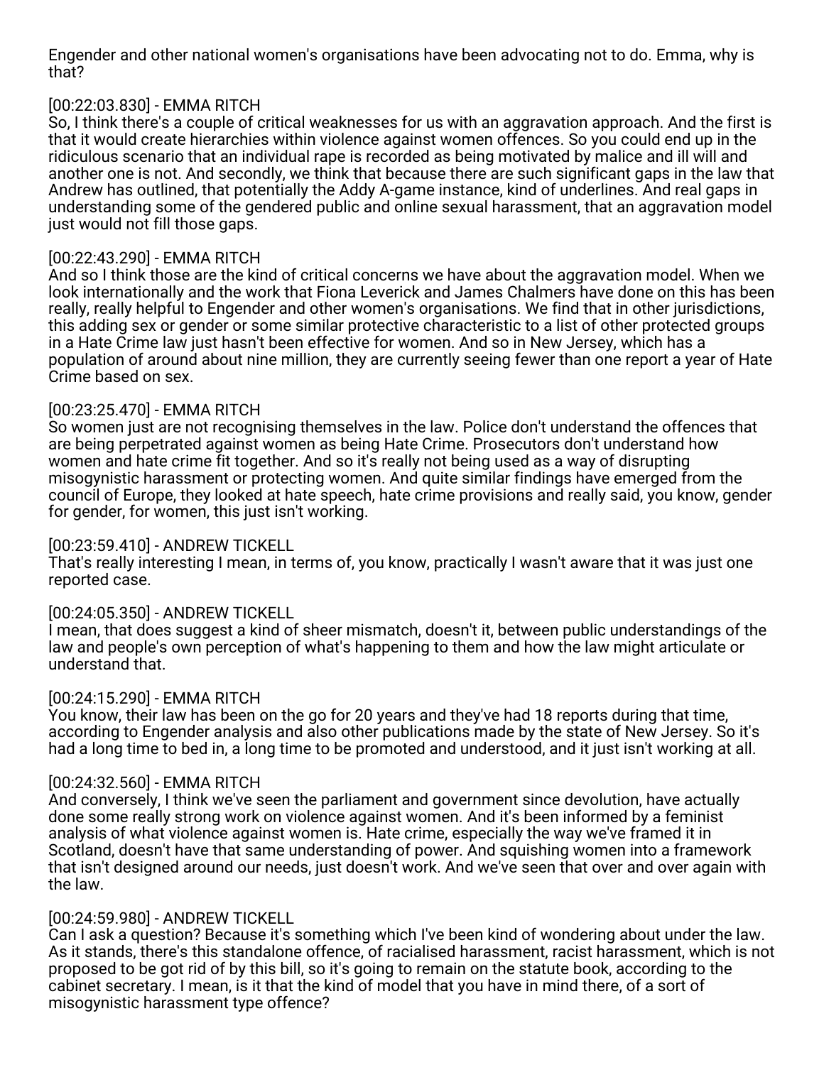Engender and other national women's organisations have been advocating not to do. Emma, why is that?

[00:22:03.830] - EMMA RITCH
So, I think there's a couple of critical weaknesses for us with an aggravation approach. And the first is that it would create hierarchies within violence against women offences. So you could end up in the ridiculous scenario that an individual rape is recorded as being motivated by malice and ill will and another one is not. And secondly, we think that because there are such significant gaps in the law that Andrew has outlined, that potentially the Addy A-game instance, kind of underlines. And real gaps in understanding some of the gendered public and online sexual harassment, that an aggravation model just would not fill those gaps.

[00:22:43.290] - EMMA RITCH
And so I think those are the kind of critical concerns we have about the aggravation model. When we look internationally and the work that Fiona Leverick and James Chalmers have done on this has been really, really helpful to Engender and other women's organisations. We find that in other jurisdictions, this adding sex or gender or some similar protective characteristic to a list of other protected groups in a Hate Crime law just hasn't been effective for women. And so in New Jersey, which has a population of around about nine million, they are currently seeing fewer than one report a year of Hate Crime based on sex.

[00:23:25.470] - EMMA RITCH
So women just are not recognising themselves in the law. Police don't understand the offences that are being perpetrated against women as being Hate Crime. Prosecutors don't understand how women and hate crime fit together. And so it's really not being used as a way of disrupting misogynistic harassment or protecting women. And quite similar findings have emerged from the council of Europe, they looked at hate speech, hate crime provisions and really said, you know, gender for gender, for women, this just isn't working.

[00:23:59.410] - ANDREW TICKELL
That's really interesting I mean, in terms of, you know, practically I wasn't aware that it was just one reported case.

[00:24:05.350] - ANDREW TICKELL
I mean, that does suggest a kind of sheer mismatch, doesn't it, between public understandings of the law and people's own perception of what's happening to them and how the law might articulate or understand that.

[00:24:15.290] - EMMA RITCH
You know, their law has been on the go for 20 years and they've had 18 reports during that time, according to Engender analysis and also other publications made by the state of New Jersey. So it's had a long time to bed in, a long time to be promoted and understood, and it just isn't working at all.

[00:24:32.560] - EMMA RITCH
And conversely, I think we've seen the parliament and government since devolution, have actually done some really strong work on violence against women. And it's been informed by a feminist analysis of what violence against women is. Hate crime, especially the way we've framed it in Scotland, doesn't have that same understanding of power. And squishing women into a framework that isn't designed around our needs, just doesn't work. And we've seen that over and over again with the law.

[00:24:59.980] - ANDREW TICKELL
Can I ask a question? Because it's something which I've been kind of wondering about under the law. As it stands, there's this standalone offence, of racialised harassment, racist harassment, which is not proposed to be got rid of by this bill, so it's going to remain on the statute book, according to the cabinet secretary. I mean, is it that the kind of model that you have in mind there, of a sort of misogynistic harassment type offence?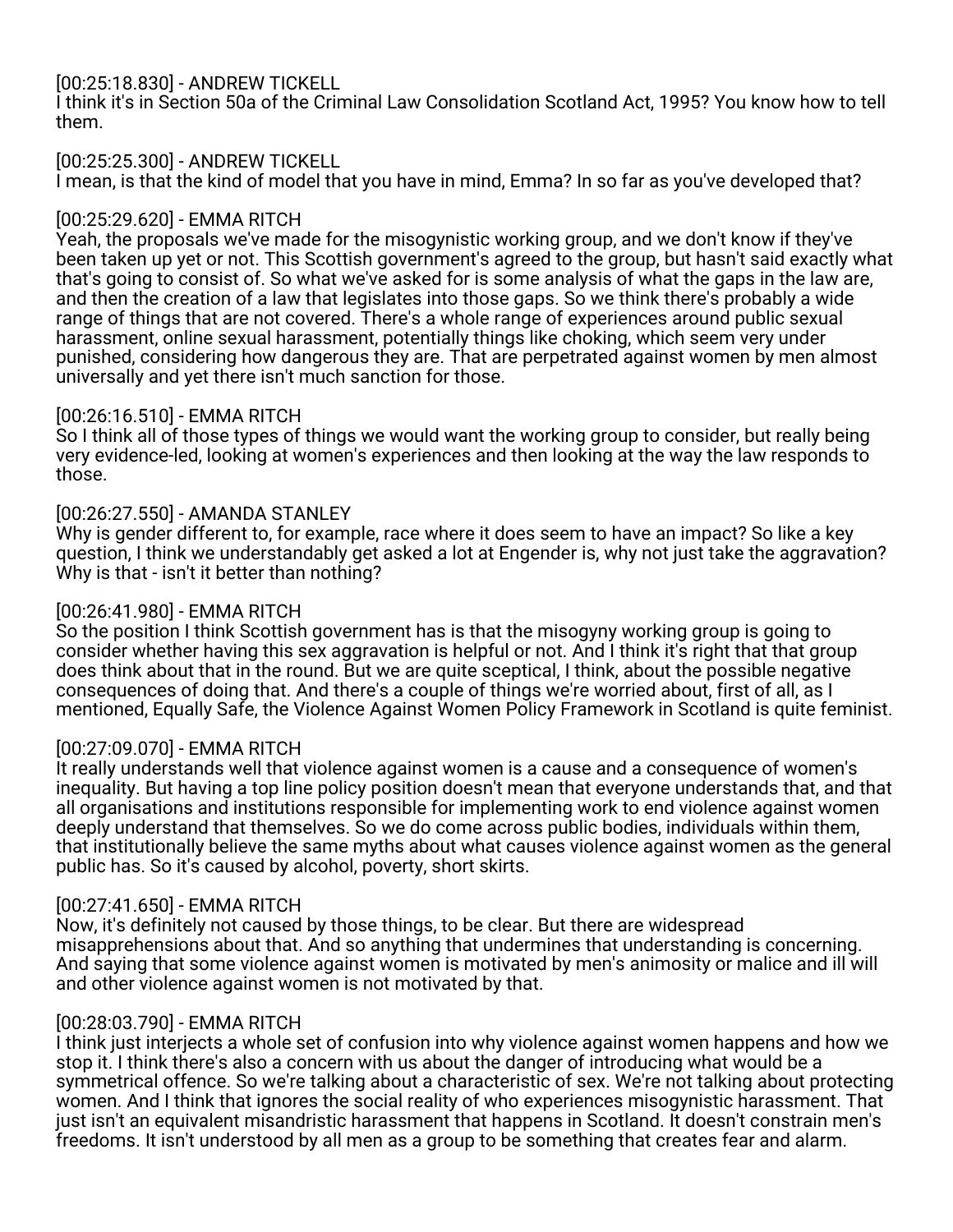[00:25:18.830] - ANDREW TICKELL
I think it's in Section 50a of the Criminal Law Consolidation Scotland Act, 1995? You know how to tell them.

[00:25:25.300] - ANDREW TICKELL
I mean, is that the kind of model that you have in mind, Emma? In so far as you've developed that?

[00:25:29.620] - EMMA RITCH
Yeah, the proposals we've made for the misogynistic working group, and we don't know if they've been taken up yet or not. This Scottish government's agreed to the group, but hasn't said exactly what that's going to consist of. So what we've asked for is some analysis of what the gaps in the law are, and then the creation of a law that legislates into those gaps. So we think there's probably a wide range of things that are not covered. There's a whole range of experiences around public sexual harassment, online sexual harassment, potentially things like choking, which seem very under punished, considering how dangerous they are. That are perpetrated against women by men almost universally and yet there isn't much sanction for those.

[00:26:16.510] - EMMA RITCH
So I think all of those types of things we would want the working group to consider, but really being very evidence-led, looking at women's experiences and then looking at the way the law responds to those.

[00:26:27.550] - AMANDA STANLEY
Why is gender different to, for example, race where it does seem to have an impact? So like a key question, I think we understandably get asked a lot at Engender is, why not just take the aggravation? Why is that - isn't it better than nothing?

[00:26:41.980] - EMMA RITCH
So the position I think Scottish government has is that the misogyny working group is going to consider whether having this sex aggravation is helpful or not. And I think it's right that that group does think about that in the round. But we are quite sceptical, I think, about the possible negative consequences of doing that. And there's a couple of things we're worried about, first of all, as I mentioned, Equally Safe, the Violence Against Women Policy Framework in Scotland is quite feminist.

[00:27:09.070] - EMMA RITCH
It really understands well that violence against women is a cause and a consequence of women's inequality. But having a top line policy position doesn't mean that everyone understands that, and that all organisations and institutions responsible for implementing work to end violence against women deeply understand that themselves. So we do come across public bodies, individuals within them, that institutionally believe the same myths about what causes violence against women as the general public has. So it's caused by alcohol, poverty, short skirts.

[00:27:41.650] - EMMA RITCH
Now, it's definitely not caused by those things, to be clear. But there are widespread misapprehensions about that. And so anything that undermines that understanding is concerning. And saying that some violence against women is motivated by men's animosity or malice and ill will and other violence against women is not motivated by that.

[00:28:03.790] - EMMA RITCH
I think just interjects a whole set of confusion into why violence against women happens and how we stop it. I think there's also a concern with us about the danger of introducing what would be a symmetrical offence. So we're talking about a characteristic of sex. We're not talking about protecting women. And I think that ignores the social reality of who experiences misogynistic harassment. That just isn't an equivalent misandristic harassment that happens in Scotland. It doesn't constrain men's freedoms. It isn't understood by all men as a group to be something that creates fear and alarm.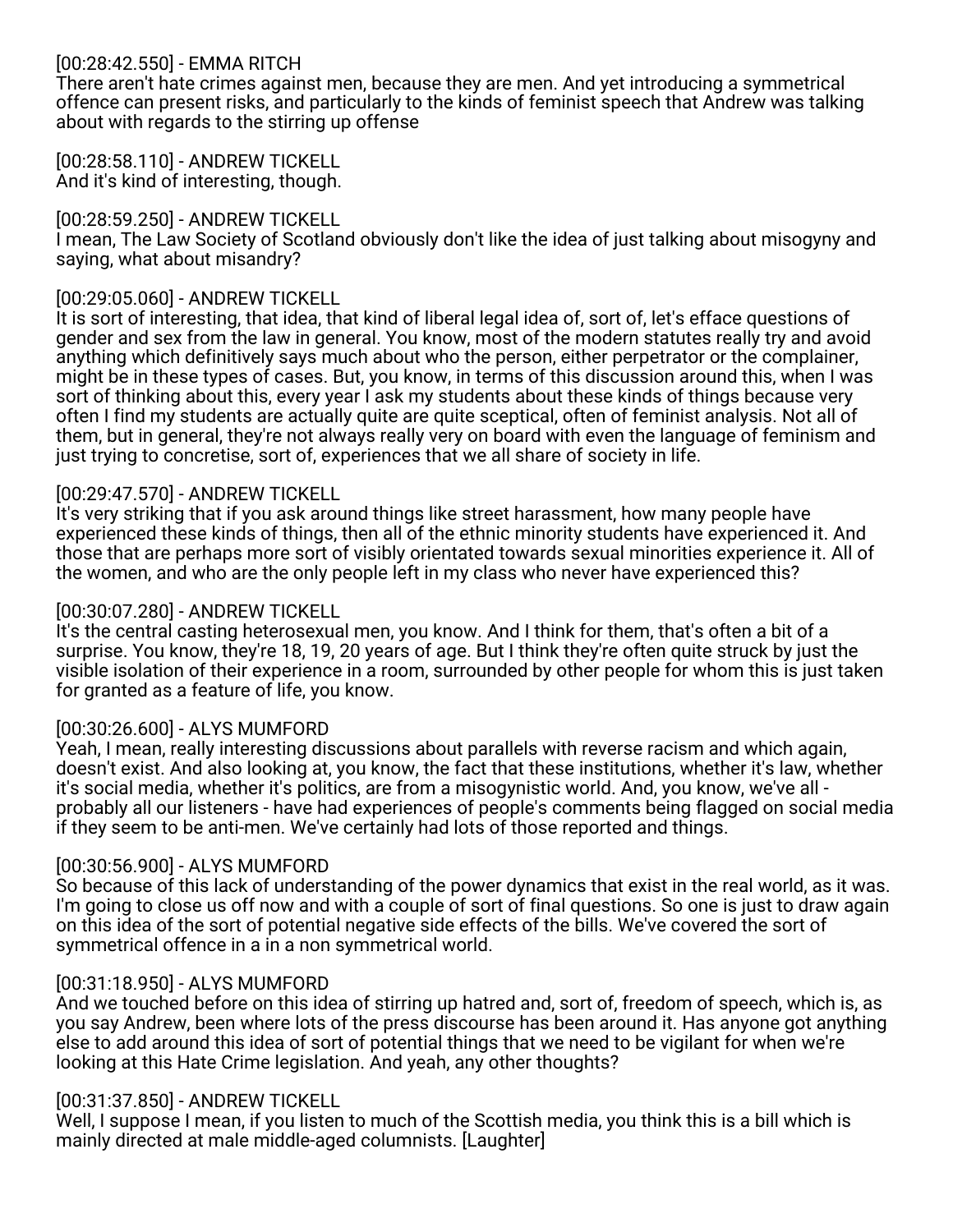[00:28:42.550] - EMMA RITCH
There aren't hate crimes against men, because they are men. And yet introducing a symmetrical offence can present risks, and particularly to the kinds of feminist speech that Andrew was talking about with regards to the stirring up offense

[00:28:58.110] - ANDREW TICKELL
And it's kind of interesting, though.

[00:28:59.250] - ANDREW TICKELL
I mean, The Law Society of Scotland obviously don't like the idea of just talking about misogyny and saying, what about misandry?

[00:29:05.060] - ANDREW TICKELL
It is sort of interesting, that idea, that kind of liberal legal idea of, sort of, let's efface questions of gender and sex from the law in general. You know, most of the modern statutes really try and avoid anything which definitively says much about who the person, either perpetrator or the complainer, might be in these types of cases. But, you know, in terms of this discussion around this, when I was sort of thinking about this, every year I ask my students about these kinds of things because very often I find my students are actually quite are quite sceptical, often of feminist analysis. Not all of them, but in general, they're not always really very on board with even the language of feminism and just trying to concretise, sort of, experiences that we all share of society in life.

[00:29:47.570] - ANDREW TICKELL
It's very striking that if you ask around things like street harassment, how many people have experienced these kinds of things, then all of the ethnic minority students have experienced it. And those that are perhaps more sort of visibly orientated towards sexual minorities experience it. All of the women, and who are the only people left in my class who never have experienced this?

[00:30:07.280] - ANDREW TICKELL
It's the central casting heterosexual men, you know. And I think for them, that's often a bit of a surprise. You know, they're 18, 19, 20 years of age. But I think they're often quite struck by just the visible isolation of their experience in a room, surrounded by other people for whom this is just taken for granted as a feature of life, you know.

[00:30:26.600] - ALYS MUMFORD
Yeah, I mean, really interesting discussions about parallels with reverse racism and which again, doesn't exist. And also looking at, you know, the fact that these institutions, whether it's law, whether it's social media, whether it's politics, are from a misogynistic world. And, you know, we've all - probably all our listeners - have had experiences of people's comments being flagged on social media if they seem to be anti-men. We've certainly had lots of those reported and things.

[00:30:56.900] - ALYS MUMFORD
So because of this lack of understanding of the power dynamics that exist in the real world, as it was. I'm going to close us off now and with a couple of sort of final questions. So one is just to draw again on this idea of the sort of potential negative side effects of the bills. We've covered the sort of symmetrical offence in a in a non symmetrical world.

[00:31:18.950] - ALYS MUMFORD
And we touched before on this idea of stirring up hatred and, sort of, freedom of speech, which is, as you say Andrew, been where lots of the press discourse has been around it. Has anyone got anything else to add around this idea of sort of potential things that we need to be vigilant for when we're looking at this Hate Crime legislation. And yeah, any other thoughts?

[00:31:37.850] - ANDREW TICKELL
Well, I suppose I mean, if you listen to much of the Scottish media, you think this is a bill which is mainly directed at male middle-aged columnists. [Laughter]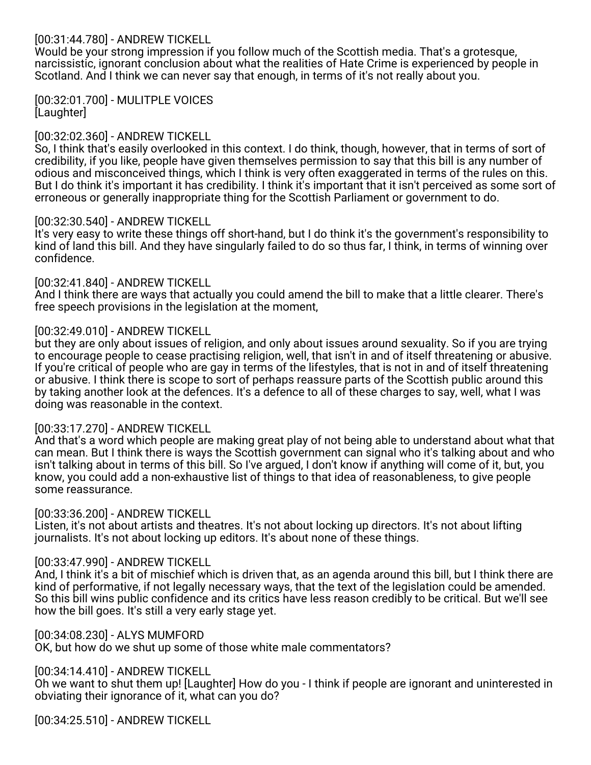[00:31:44.780] - ANDREW TICKELL
Would be your strong impression if you follow much of the Scottish media. That's a grotesque, narcissistic, ignorant conclusion about what the realities of Hate Crime is experienced by people in Scotland. And I think we can never say that enough, in terms of it's not really about you.

[00:32:01.700] - MULITPLE VOICES
[Laughter]

[00:32:02.360] - ANDREW TICKELL
So, I think that's easily overlooked in this context. I do think, though, however, that in terms of sort of credibility, if you like, people have given themselves permission to say that this bill is any number of odious and misconceived things, which I think is very often exaggerated in terms of the rules on this. But I do think it's important it has credibility. I think it's important that it isn't perceived as some sort of erroneous or generally inappropriate thing for the Scottish Parliament or government to do.

[00:32:30.540] - ANDREW TICKELL
It's very easy to write these things off short-hand, but I do think it's the government's responsibility to kind of land this bill. And they have singularly failed to do so thus far, I think, in terms of winning over confidence.

[00:32:41.840] - ANDREW TICKELL
And I think there are ways that actually you could amend the bill to make that a little clearer. There's free speech provisions in the legislation at the moment,

[00:32:49.010] - ANDREW TICKELL
but they are only about issues of religion, and only about issues around sexuality. So if you are trying to encourage people to cease practising religion, well, that isn't in and of itself threatening or abusive. If you're critical of people who are gay in terms of the lifestyles, that is not in and of itself threatening or abusive. I think there is scope to sort of perhaps reassure parts of the Scottish public around this by taking another look at the defences. It's a defence to all of these charges to say, well, what I was doing was reasonable in the context.

[00:33:17.270] - ANDREW TICKELL
And that's a word which people are making great play of not being able to understand about what that can mean. But I think there is ways the Scottish government can signal who it's talking about and who isn't talking about in terms of this bill. So I've argued, I don't know if anything will come of it, but, you know, you could add a non-exhaustive list of things to that idea of reasonableness, to give people some reassurance.

[00:33:36.200] - ANDREW TICKELL
Listen, it's not about artists and theatres. It's not about locking up directors. It's not about lifting journalists. It's not about locking up editors. It's about none of these things.

[00:33:47.990] - ANDREW TICKELL
And, I think it's a bit of mischief which is driven that, as an agenda around this bill, but I think there are kind of performative, if not legally necessary ways, that the text of the legislation could be amended. So this bill wins public confidence and its critics have less reason credibly to be critical. But we'll see how the bill goes. It's still a very early stage yet.

[00:34:08.230] - ALYS MUMFORD
OK, but how do we shut up some of those white male commentators?

[00:34:14.410] - ANDREW TICKELL
Oh we want to shut them up! [Laughter] How do you - I think if people are ignorant and uninterested in obviating their ignorance of it, what can you do?

[00:34:25.510] - ANDREW TICKELL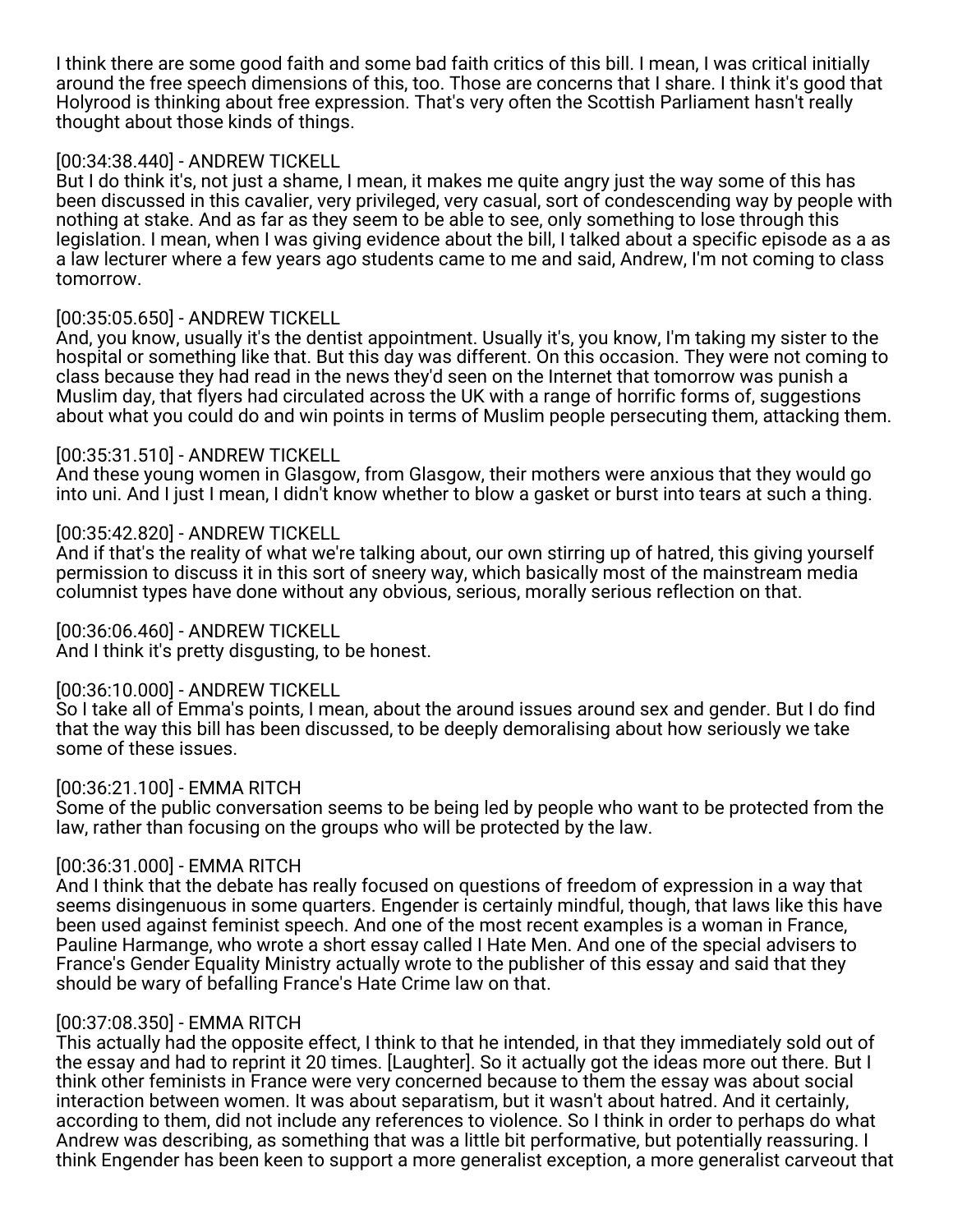I think there are some good faith and some bad faith critics of this bill. I mean, I was critical initially around the free speech dimensions of this, too. Those are concerns that I share. I think it's good that Holyrood is thinking about free expression. That's very often the Scottish Parliament hasn't really thought about those kinds of things.

[00:34:38.440] - ANDREW TICKELL
But I do think it's, not just a shame, I mean, it makes me quite angry just the way some of this has been discussed in this cavalier, very privileged, very casual, sort of condescending way by people with nothing at stake. And as far as they seem to be able to see, only something to lose through this legislation. I mean, when I was giving evidence about the bill, I talked about a specific episode as a as a law lecturer where a few years ago students came to me and said, Andrew, I'm not coming to class tomorrow.

[00:35:05.650] - ANDREW TICKELL
And, you know, usually it's the dentist appointment. Usually it's, you know, I'm taking my sister to the hospital or something like that. But this day was different. On this occasion. They were not coming to class because they had read in the news they'd seen on the Internet that tomorrow was punish a Muslim day, that flyers had circulated across the UK with a range of horrific forms of, suggestions about what you could do and win points in terms of Muslim people persecuting them, attacking them.

[00:35:31.510] - ANDREW TICKELL
And these young women in Glasgow, from Glasgow, their mothers were anxious that they would go into uni. And I just I mean, I didn't know whether to blow a gasket or burst into tears at such a thing.

[00:35:42.820] - ANDREW TICKELL
And if that's the reality of what we're talking about, our own stirring up of hatred, this giving yourself permission to discuss it in this sort of sneery way, which basically most of the mainstream media columnist types have done without any obvious, serious, morally serious reflection on that.

[00:36:06.460] - ANDREW TICKELL
And I think it's pretty disgusting, to be honest.

[00:36:10.000] - ANDREW TICKELL
So I take all of Emma's points, I mean, about the around issues around sex and gender. But I do find that the way this bill has been discussed, to be deeply demoralising about how seriously we take some of these issues.

[00:36:21.100] - EMMA RITCH
Some of the public conversation seems to be being led by people who want to be protected from the law, rather than focusing on the groups who will be protected by the law.

[00:36:31.000] - EMMA RITCH
And I think that the debate has really focused on questions of freedom of expression in a way that seems disingenuous in some quarters. Engender is certainly mindful, though, that laws like this have been used against feminist speech. And one of the most recent examples is a woman in France, Pauline Harmange, who wrote a short essay called I Hate Men. And one of the special advisers to France's Gender Equality Ministry actually wrote to the publisher of this essay and said that they should be wary of befalling France's Hate Crime law on that.

[00:37:08.350] - EMMA RITCH
This actually had the opposite effect, I think to that he intended, in that they immediately sold out of the essay and had to reprint it 20 times. [Laughter]. So it actually got the ideas more out there. But I think other feminists in France were very concerned because to them the essay was about social interaction between women. It was about separatism, but it wasn't about hatred. And it certainly, according to them, did not include any references to violence. So I think in order to perhaps do what Andrew was describing, as something that was a little bit performative, but potentially reassuring. I think Engender has been keen to support a more generalist exception, a more generalist carveout that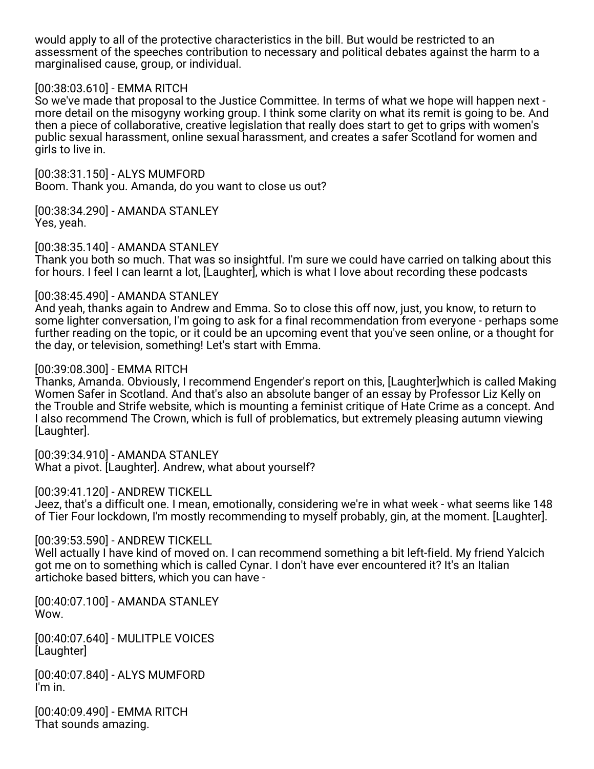would apply to all of the protective characteristics in the bill. But would be restricted to an assessment of the speeches contribution to necessary and political debates against the harm to a marginalised cause, group, or individual.

[00:38:03.610] - EMMA RITCH
So we've made that proposal to the Justice Committee. In terms of what we hope will happen next - more detail on the misogyny working group. I think some clarity on what its remit is going to be. And then a piece of collaborative, creative legislation that really does start to get to grips with women's public sexual harassment, online sexual harassment, and creates a safer Scotland for women and girls to live in.

[00:38:31.150] - ALYS MUMFORD
Boom. Thank you. Amanda, do you want to close us out?

[00:38:34.290] - AMANDA STANLEY
Yes, yeah.

[00:38:35.140] - AMANDA STANLEY
Thank you both so much. That was so insightful. I'm sure we could have carried on talking about this for hours. I feel I can learnt a lot, [Laughter], which is what I love about recording these podcasts

[00:38:45.490] - AMANDA STANLEY
And yeah, thanks again to Andrew and Emma. So to close this off now, just, you know, to return to some lighter conversation, I'm going to ask for a final recommendation from everyone - perhaps some further reading on the topic, or it could be an upcoming event that you've seen online, or a thought for the day, or television, something! Let's start with Emma.

[00:39:08.300] - EMMA RITCH
Thanks, Amanda. Obviously, I recommend Engender's report on this, [Laughter]which is called Making Women Safer in Scotland. And that's also an absolute banger of an essay by Professor Liz Kelly on the Trouble and Strife website, which is mounting a feminist critique of Hate Crime as a concept. And I also recommend The Crown, which is full of problematics, but extremely pleasing autumn viewing [Laughter].

[00:39:34.910] - AMANDA STANLEY
What a pivot. [Laughter]. Andrew, what about yourself?

[00:39:41.120] - ANDREW TICKELL
Jeez, that's a difficult one. I mean, emotionally, considering we're in what week - what seems like 148 of Tier Four lockdown, I'm mostly recommending to myself probably, gin, at the moment. [Laughter].

[00:39:53.590] - ANDREW TICKELL
Well actually I have kind of moved on. I can recommend something a bit left-field. My friend Yalcich got me on to something which is called Cynar. I don't have ever encountered it? It's an Italian artichoke based bitters, which you can have -

[00:40:07.100] - AMANDA STANLEY
Wow.

[00:40:07.640] - MULITPLE VOICES
[Laughter]

[00:40:07.840] - ALYS MUMFORD
I'm in.

[00:40:09.490] - EMMA RITCH
That sounds amazing.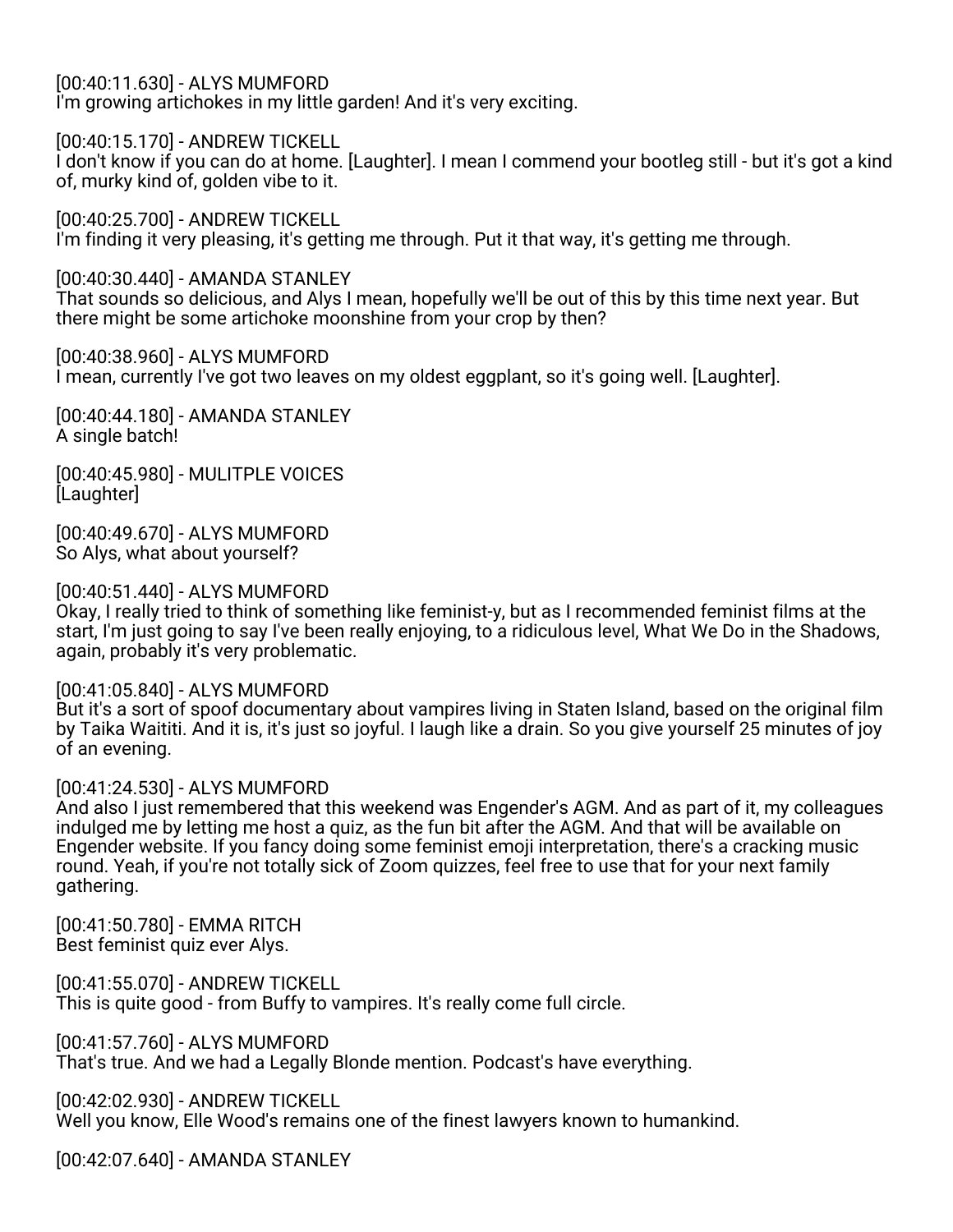[00:40:11.630] - ALYS MUMFORD
I'm growing artichokes in my little garden! And it's very exciting.

[00:40:15.170] - ANDREW TICKELL
I don't know if you can do at home. [Laughter]. I mean I commend your bootleg still - but it's got a kind of, murky kind of, golden vibe to it.

[00:40:25.700] - ANDREW TICKELL
I'm finding it very pleasing, it's getting me through. Put it that way, it's getting me through.

[00:40:30.440] - AMANDA STANLEY
That sounds so delicious, and Alys I mean, hopefully we'll be out of this by this time next year. But there might be some artichoke moonshine from your crop by then?

[00:40:38.960] - ALYS MUMFORD
I mean, currently I've got two leaves on my oldest eggplant, so it's going well. [Laughter].

[00:40:44.180] - AMANDA STANLEY
A single batch!

[00:40:45.980] - MULITPLE VOICES
[Laughter]

[00:40:49.670] - ALYS MUMFORD
So Alys, what about yourself?

[00:40:51.440] - ALYS MUMFORD
Okay, I really tried to think of something like feminist-y, but as I recommended feminist films at the start, I'm just going to say I've been really enjoying, to a ridiculous level, What We Do in the Shadows, again, probably it's very problematic.

[00:41:05.840] - ALYS MUMFORD
But it's a sort of spoof documentary about vampires living in Staten Island, based on the original film by Taika Waititi. And it is, it's just so joyful. I laugh like a drain. So you give yourself 25 minutes of joy of an evening.

[00:41:24.530] - ALYS MUMFORD
And also I just remembered that this weekend was Engender's AGM. And as part of it, my colleagues indulged me by letting me host a quiz, as the fun bit after the AGM. And that will be available on Engender website. If you fancy doing some feminist emoji interpretation, there's a cracking music round. Yeah, if you're not totally sick of Zoom quizzes, feel free to use that for your next family gathering.

[00:41:50.780] - EMMA RITCH
Best feminist quiz ever Alys.

[00:41:55.070] - ANDREW TICKELL
This is quite good - from Buffy to vampires. It's really come full circle.

[00:41:57.760] - ALYS MUMFORD
That's true. And we had a Legally Blonde mention. Podcast's have everything.

[00:42:02.930] - ANDREW TICKELL
Well you know, Elle Wood's remains one of the finest lawyers known to humankind.

[00:42:07.640] - AMANDA STANLEY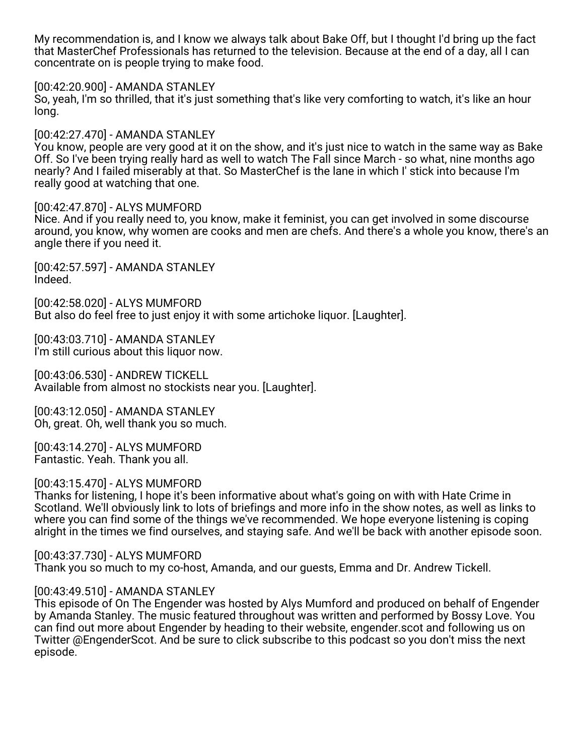My recommendation is, and I know we always talk about Bake Off, but I thought I'd bring up the fact that MasterChef Professionals has returned to the television. Because at the end of a day, all I can concentrate on is people trying to make food.

[00:42:20.900] - AMANDA STANLEY
So, yeah, I'm so thrilled, that it's just something that's like very comforting to watch, it's like an hour long.

[00:42:27.470] - AMANDA STANLEY
You know, people are very good at it on the show, and it's just nice to watch in the same way as Bake Off. So I've been trying really hard as well to watch The Fall since March - so what, nine months ago nearly? And I failed miserably at that. So MasterChef is the lane in which I' stick into because I'm really good at watching that one.

[00:42:47.870] - ALYS MUMFORD
Nice. And if you really need to, you know, make it feminist, you can get involved in some discourse around, you know, why women are cooks and men are chefs. And there's a whole you know, there's an angle there if you need it.

[00:42:57.597] - AMANDA STANLEY
Indeed.

[00:42:58.020] - ALYS MUMFORD
But also do feel free to just enjoy it with some artichoke liquor. [Laughter].

[00:43:03.710] - AMANDA STANLEY
I'm still curious about this liquor now.

[00:43:06.530] - ANDREW TICKELL
Available from almost no stockists near you. [Laughter].

[00:43:12.050] - AMANDA STANLEY
Oh, great. Oh, well thank you so much.

[00:43:14.270] - ALYS MUMFORD
Fantastic. Yeah. Thank you all.

[00:43:15.470] - ALYS MUMFORD
Thanks for listening, I hope it's been informative about what's going on with with Hate Crime in Scotland. We'll obviously link to lots of briefings and more info in the show notes, as well as links to where you can find some of the things we've recommended. We hope everyone listening is coping alright in the times we find ourselves, and staying safe. And we'll be back with another episode soon.

[00:43:37.730] - ALYS MUMFORD
Thank you so much to my co-host, Amanda, and our guests, Emma and Dr. Andrew Tickell.

[00:43:49.510] - AMANDA STANLEY
This episode of On The Engender was hosted by Alys Mumford and produced on behalf of Engender by Amanda Stanley. The music featured throughout was written and performed by Bossy Love. You can find out more about Engender by heading to their website, engender.scot and following us on Twitter @EngenderScot. And be sure to click subscribe to this podcast so you don't miss the next episode.